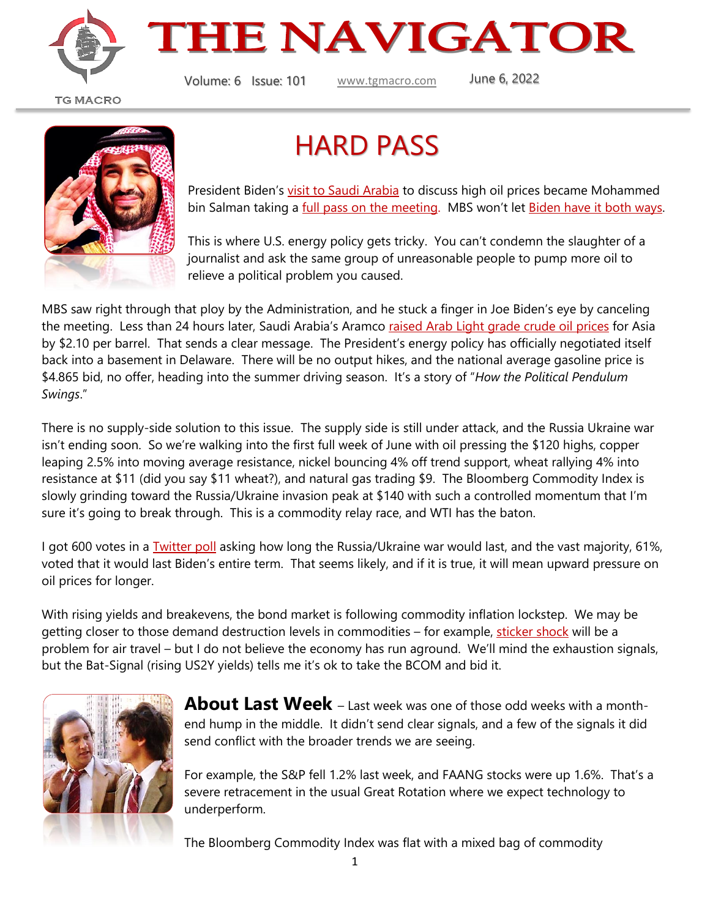# THE NAVIGATOR

TG MACRO

Volume: 6 Issue: 101 www.tgmacro.com June 6, 2022

## HARD PASS

President Biden's visit to Saudi Arabia to discuss high oil prices became Mohammed bin Salman taking a full pass on the meeting. MBS won't let Biden have it both ways.

This is where U.S. energy policy gets tricky. You can't condemn the slaughter of a journalist and ask the same group of unreasonable people to pump more oil to relieve a political problem you caused.

MBS saw right through that ploy by the Administration, and he stuck a finger in Joe Biden's eye by canceling the meeting. Less than 24 hours later, Saudi Arabia's Aramco raised Arab Light grade crude oil prices for Asia by $2.10 per barrel. That sends a clear message. The President's energy policy has officially negotiated itself back into a basement in Delaware. There will be no output hikes, and the national average gasoline price is $4.865 bid, no offer, heading into the summer driving season. It's a story of "*How the Political Pendulum Swings*."

There is no supply-side solution to this issue. The supply side is still under attack, and the Russia Ukraine war isn't ending soon. So we're walking into the first full week of June with oil pressing the $120 highs, copper leaping 2.5% into moving average resistance, nickel bouncing 4% off trend support, wheat rallying 4% into resistance at $11 (did you say $11 wheat?), and natural gas trading $9. The Bloomberg Commodity Index is slowly grinding toward the Russia/Ukraine invasion peak at $140 with such a controlled momentum that I'm sure it's going to break through. This is a commodity relay race, and WTI has the baton.

I got 600 votes in a Twitter poll asking how long the Russia/Ukraine war would last, and the vast majority, 61%, voted that it would last Biden's entire term. That seems likely, and if it is true, it will mean upward pressure on oil prices for longer.

With rising yields and breakevens, the bond market is following commodity inflation lockstep. We may be getting closer to those demand destruction levels in commodities – for example, sticker shock will be a problem for air travel – but I do not believe the economy has run aground. We'll mind the exhaustion signals, but the Bat-Signal (rising US2Y yields) tells me it's ok to take the BCOM and bid it.

**About Last Week** – Last week was one of those odd weeks with a month-end hump in the middle. It didn't send clear signals, and a few of the signals it did send conflict with the broader trends we are seeing.

For example, the S&P fell 1.2% last week, and FAANG stocks were up 1.6%. That's a severe retracement in the usual Great Rotation where we expect technology to underperform.

The Bloomberg Commodity Index was flat with a mixed bag of commodity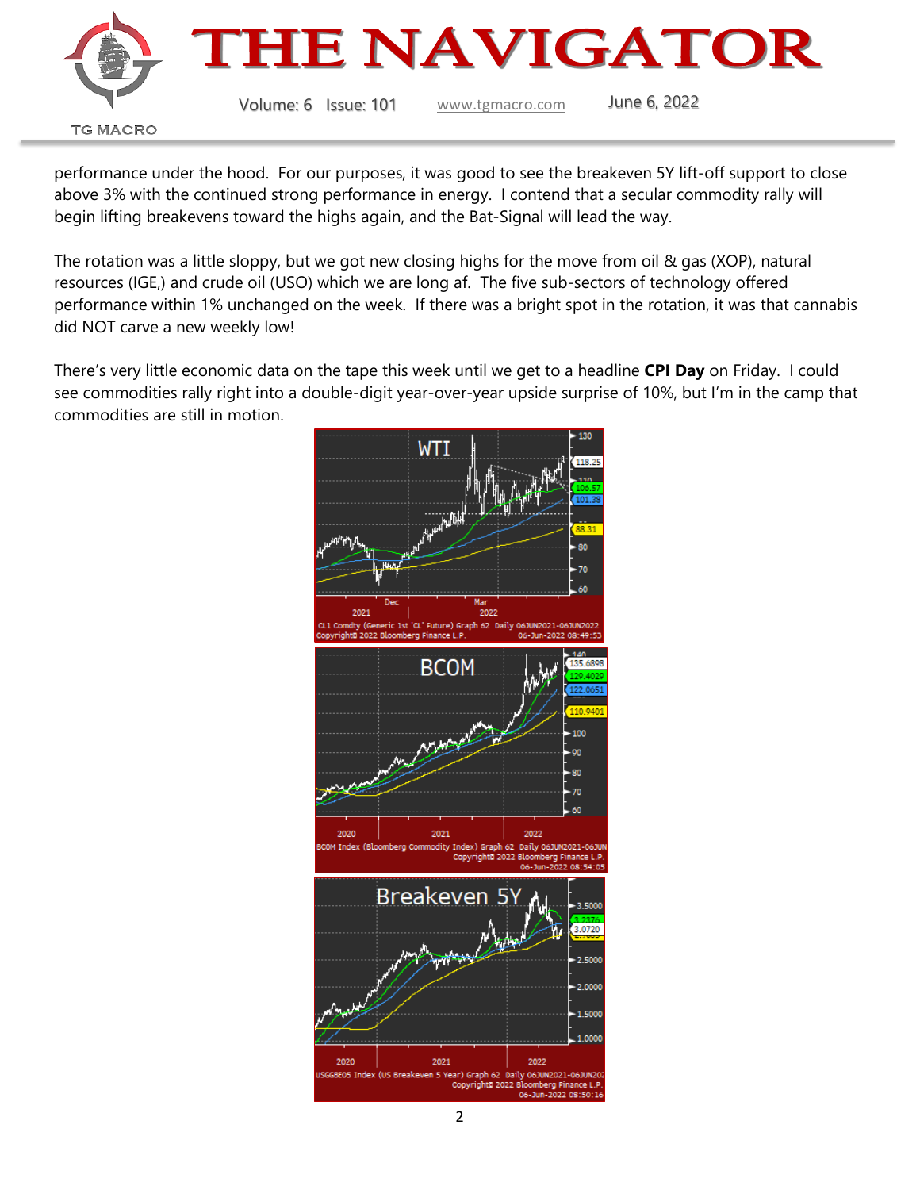performance under the hood. For our purposes, it was good to see the breakeven 5Y lift-off support to close above 3% with the continued strong performance in energy. I contend that a secular commodity rally will begin lifting breakevens toward the highs again, and the Bat-Signal will lead the way.

The rotation was a little sloppy, but we got new closing highs for the move from oil & gas (XOP), natural resources (IGE,) and crude oil (USO) which we are long af. The five sub-sectors of technology offered performance within 1% unchanged on the week. If there was a bright spot in the rotation, it was that cannabis did NOT carve a new weekly low!

There's very little economic data on the tape this week until we get to a headline **CPI Day** on Friday. I could see commodities rally right into a double-digit year-over-year upside surprise of 10%, but I'm in the camp that commodities are still in motion.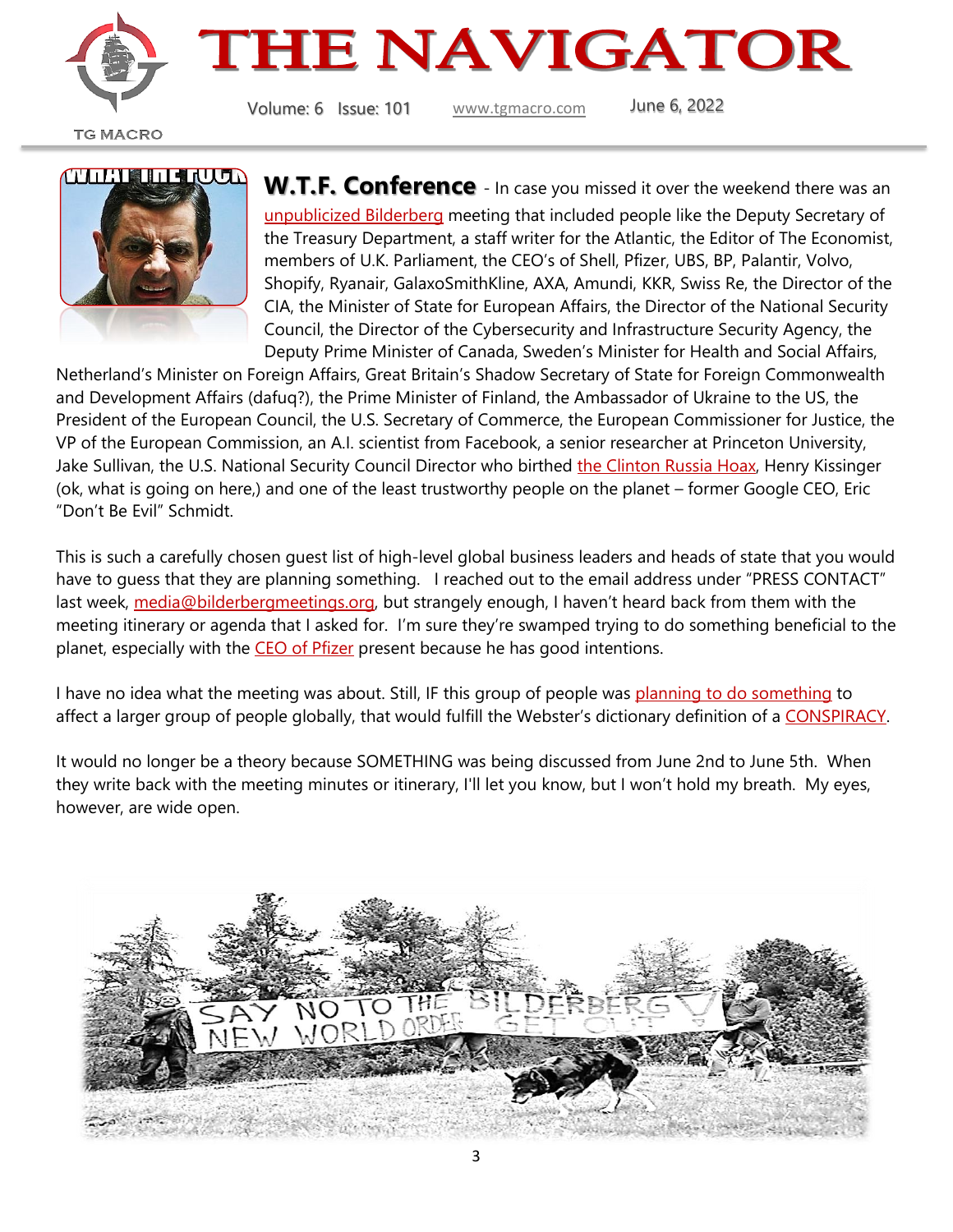**W.T.F. Conference** - In case you missed it over the weekend there was an unpublicized Bilderberg meeting that included people like the Deputy Secretary of the Treasury Department, a staff writer for the Atlantic, the Editor of The Economist, members of U.K. Parliament, the CEO's of Shell, Pfizer, UBS, BP, Palantir, Volvo, Shopify, Ryanair, GalaxoSmithKline, AXA, Amundi, KKR, Swiss Re, the Director of the CIA, the Minister of State for European Affairs, the Director of the National Security Council, the Director of the Cybersecurity and Infrastructure Security Agency, the Deputy Prime Minister of Canada, Sweden's Minister for Health and Social Affairs, Netherland's Minister on Foreign Affairs, Great Britain's Shadow Secretary of State for Foreign Commonwealth and Development Affairs (dafuq?), the Prime Minister of Finland, the Ambassador of Ukraine to the US, the President of the European Council, the U.S. Secretary of Commerce, the European Commissioner for Justice, the VP of the European Commission, an A.I. scientist from Facebook, a senior researcher at Princeton University, Jake Sullivan, the U.S. National Security Council Director who birthed the Clinton Russia Hoax, Henry Kissinger (ok, what is going on here,) and one of the least trustworthy people on the planet – former Google CEO, Eric "Don't Be Evil" Schmidt.

This is such a carefully chosen guest list of high-level global business leaders and heads of state that you would have to guess that they are planning something. I reached out to the email address under "PRESS CONTACT" last week, media@bilderbergmeetings.org, but strangely enough, I haven't heard back from them with the meeting itinerary or agenda that I asked for. I'm sure they're swamped trying to do something beneficial to the planet, especially with the CEO of Pfizer present because he has good intentions.

I have no idea what the meeting was about. Still, IF this group of people was planning to do something to affect a larger group of people globally, that would fulfill the Webster's dictionary definition of a CONSPIRACY.

It would no longer be a theory because SOMETHING was being discussed from June 2nd to June 5th. When they write back with the meeting minutes or itinerary, I'll let you know, but I won't hold my breath. My eyes, however, are wide open.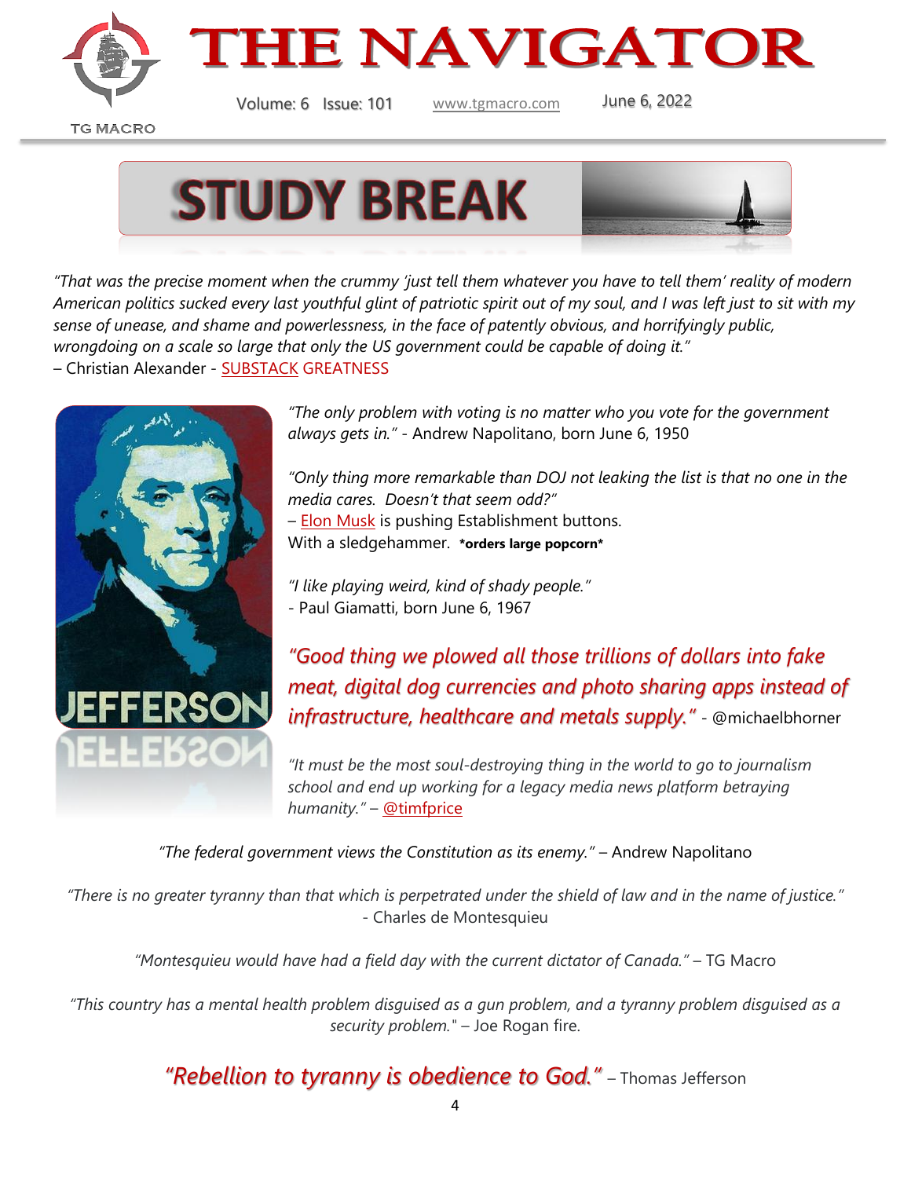# STUDY BREAK

*"That was the precise moment when the crummy 'just tell them whatever you have to tell them' reality of modern American politics sucked every last youthful glint of patriotic spirit out of my soul, and I was left just to sit with my sense of unease, and shame and powerlessness, in the face of patently obvious, and horrifyingly public, wrongdoing on a scale so large that only the US government could be capable of doing it."*
– Christian Alexander - SUBSTACK GREATNESS

*"The only problem with voting is no matter who you vote for the government always gets in."* - Andrew Napolitano, born June 6, 1950

*"Only thing more remarkable than DOJ not leaking the list is that no one in the media cares. Doesn't that seem odd?"*
– Elon Musk is pushing Establishment buttons.
With a sledgehammer. **\*orders large popcorn\***

*"I like playing weird, kind of shady people."*
- Paul Giamatti, born June 6, 1967

***"Good thing we plowed all those trillions of dollars into fake meat, digital dog currencies and photo sharing apps instead of infrastructure, healthcare and metals supply."*** - @michaelbhorner

*"It must be the most soul-destroying thing in the world to go to journalism school and end up working for a legacy media news platform betraying humanity."* – @timfprice

*"The federal government views the Constitution as its enemy."* – Andrew Napolitano

*"There is no greater tyranny than that which is perpetrated under the shield of law and in the name of justice."* - Charles de Montesquieu

*"Montesquieu would have had a field day with the current dictator of Canada."* – TG Macro

*"This country has a mental health problem disguised as a gun problem, and a tyranny problem disguised as a security problem."* – Joe Rogan fire.

***"Rebellion to tyranny is obedience to God."*** – Thomas Jefferson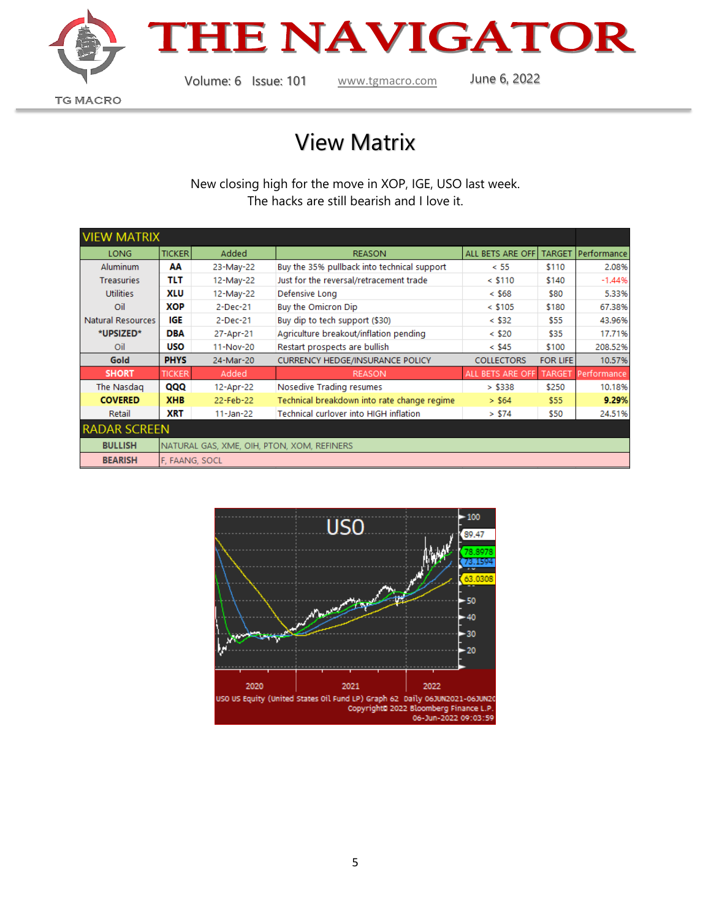# View Matrix

New closing high for the move in XOP, IGE, USO last week.
The hacks are still bearish and I love it.

| VIEW MATRIX | | | | | | |
|---|---|---|---|---|---|---|
| LONG | TICKER | Added | REASON | ALL BETS ARE OFF | TARGET | Performance |
| Aluminum | **AA** | 23-May-22 | Buy the 35% pullback into technical support | < 55 | $110 | 2.08% |
| Treasuries | **TLT** | 12-May-22 | Just for the reversal/retracement trade | < $110 | $140 | -1.44% |
| Utilities | **XLU** | 12-May-22 | Defensive Long | < $68 | $80 | 5.33% |
| Oil | **XOP** | 2-Dec-21 | Buy the Omicron Dip | < $105 | $180 | 67.38% |
| Natural Resources | **IGE** | 2-Dec-21 | Buy dip to tech support ($30) | < $32 | $55 | 43.96% |
| **\*UPSIZED\*** | **DBA** | 27-Apr-21 | Agriculture breakout/inflation pending | < $20 | $35 | 17.71% |
| Oil | **USO** | 11-Nov-20 | Restart prospects are bullish | < $45 | $100 | 208.52% |
| **Gold** | **PHYS** | 24-Mar-20 | CURRENCY HEDGE/INSURANCE POLICY | COLLECTORS | FOR LIFE | 10.57% |
| **SHORT** | TICKER | Added | REASON | ALL BETS ARE OFF | TARGET | Performance |
| The Nasdaq | **QQQ** | 12-Apr-22 | Nosedive Trading resumes | > $338 | $250 | 10.18% |
| **COVERED** | **XHB** | 22-Feb-22 | Technical breakdown into rate change regime | > $64 | $55 | **9.29%** |
| Retail | **XRT** | 11-Jan-22 | Technical curlover into HIGH inflation | > $74 | $50 | 24.51% |

| RADAR SCREEN | |
|---|---|
| **BULLISH** | NATURAL GAS, XME, OIH, PTON, XOM, REFINERS |
| **BEARISH** | F, FAANG, SOCL |

USO US Equity (United States Oil Fund LP) Graph 62 Daily 06JUN2021-06JUN2022
Copyright© 2022 Bloomberg Finance L.P.
06-Jun-2022 09:03:59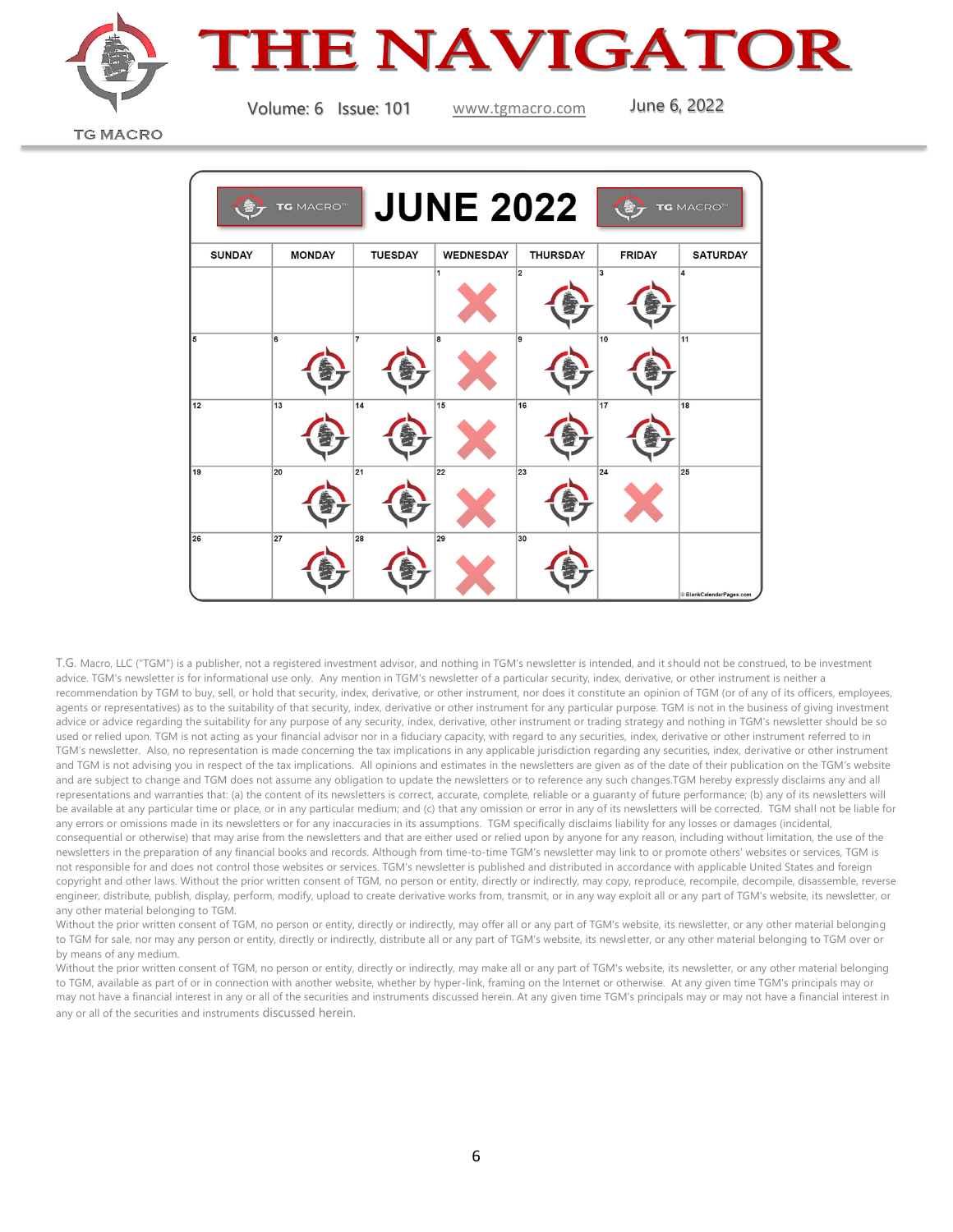# JUNE 2022

| SUNDAY | MONDAY | TUESDAY | WEDNESDAY | THURSDAY | FRIDAY | SATURDAY |
|---|---|---|---|---|---|---|
| | | | 1 ✗ | 2 | 3 | 4 |
| 5 | 6 | 7 | 8 ✗ | 9 | 10 | 11 |
| 12 | 13 | 14 | 15 ✗ | 16 | 17 | 18 |
| 19 | 20 | 21 | 22 ✗ | 23 | 24 ✗ | 25 |
| 26 | 27 | 28 | 29 ✗ | 30 | | |

© BlankCalendarPages.com

T.G. Macro, LLC ("TGM") is a publisher, not a registered investment advisor, and nothing in TGM's newsletter is intended, and it should not be construed, to be investment advice. TGM's newsletter is for informational use only. Any mention in TGM's newsletter of a particular security, index, derivative, or other instrument is neither a recommendation by TGM to buy, sell, or hold that security, index, derivative, or other instrument, nor does it constitute an opinion of TGM (or of any of its officers, employees, agents or representatives) as to the suitability of that security, index, derivative or other instrument for any particular purpose. TGM is not in the business of giving investment advice or advice regarding the suitability for any purpose of any security, index, derivative, other instrument or trading strategy and nothing in TGM's newsletter should be so used or relied upon. TGM is not acting as your financial advisor nor in a fiduciary capacity, with regard to any securities, index, derivative or other instrument referred to in TGM's newsletter. Also, no representation is made concerning the tax implications in any applicable jurisdiction regarding any securities, index, derivative or other instrument and TGM is not advising you in respect of the tax implications. All opinions and estimates in the newsletters are given as of the date of their publication on the TGM's website and are subject to change and TGM does not assume any obligation to update the newsletters or to reference any such changes.TGM hereby expressly disclaims any and all representations and warranties that: (a) the content of its newsletters is correct, accurate, complete, reliable or a guaranty of future performance; (b) any of its newsletters will be available at any particular time or place, or in any particular medium; and (c) that any omission or error in any of its newsletters will be corrected. TGM shall not be liable for any errors or omissions made in its newsletters or for any inaccuracies in its assumptions. TGM specifically disclaims liability for any losses or damages (incidental, consequential or otherwise) that may arise from the newsletters and that are either used or relied upon by anyone for any reason, including without limitation, the use of the newsletters in the preparation of any financial books and records. Although from time-to-time TGM's newsletter may link to or promote others' websites or services, TGM is not responsible for and does not control those websites or services. TGM's newsletter is published and distributed in accordance with applicable United States and foreign copyright and other laws. Without the prior written consent of TGM, no person or entity, directly or indirectly, may copy, reproduce, recompile, decompile, disassemble, reverse engineer, distribute, publish, display, perform, modify, upload to create derivative works from, transmit, or in any way exploit all or any part of TGM's website, its newsletter, or any other material belonging to TGM.

Without the prior written consent of TGM, no person or entity, directly or indirectly, may offer all or any part of TGM's website, its newsletter, or any other material belonging to TGM for sale, nor may any person or entity, directly or indirectly, distribute all or any part of TGM's website, its newsletter, or any other material belonging to TGM over or by means of any medium.

Without the prior written consent of TGM, no person or entity, directly or indirectly, may make all or any part of TGM's website, its newsletter, or any other material belonging to TGM, available as part of or in connection with another website, whether by hyper-link, framing on the Internet or otherwise. At any given time TGM's principals may or may not have a financial interest in any or all of the securities and instruments discussed herein. At any given time TGM's principals may or may not have a financial interest in any or all of the securities and instruments discussed herein.